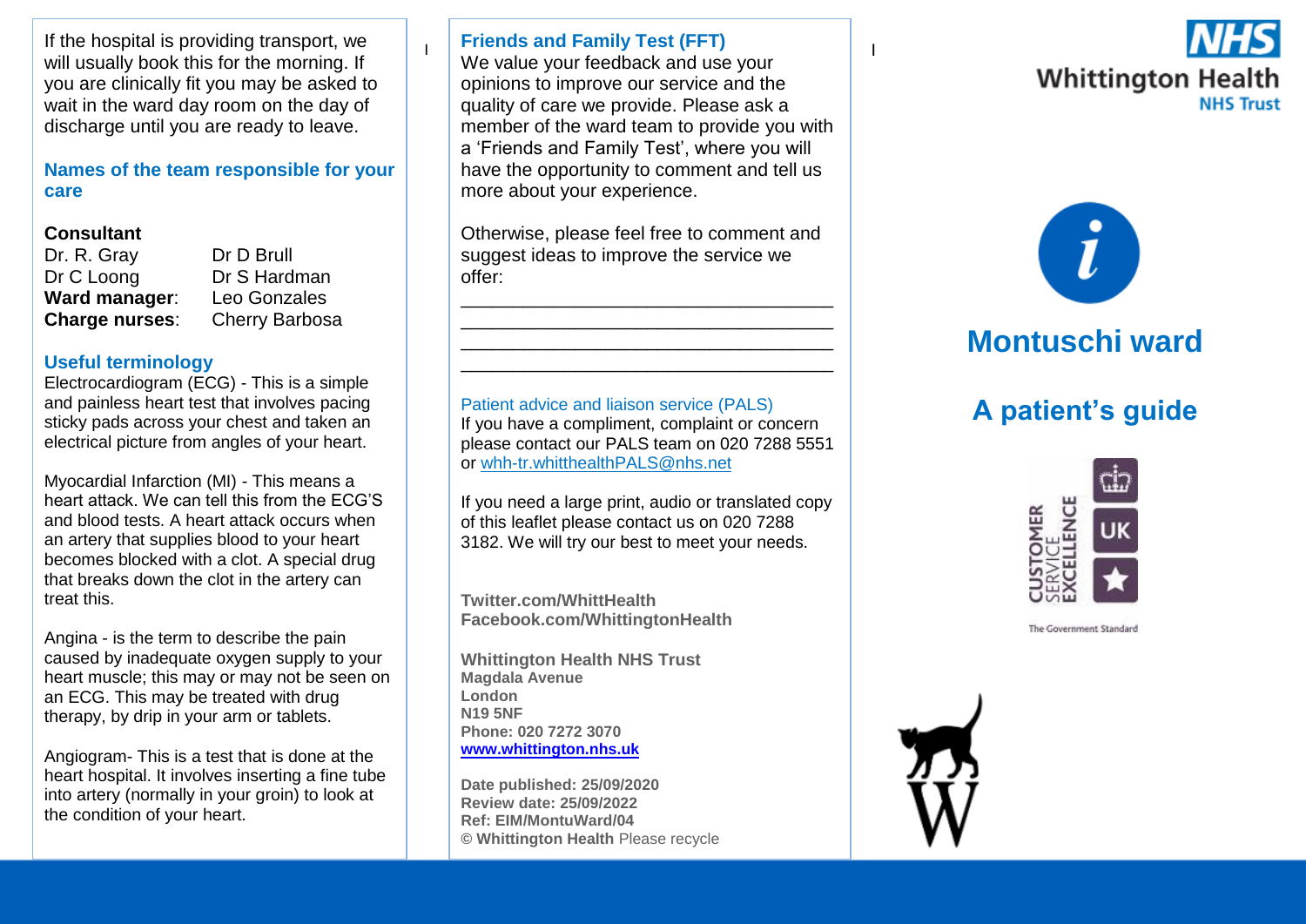If the hospital is providing transport, we will usually book this for the morning. If you are clinically fit you may be asked to wait in the ward day room on the day of discharge until you are ready to leave.

## Names of the team responsible for your care

**Consultant**

| | |
|---|---|
| Dr. R. Gray | Dr D Brull |
| Dr C Loong | Dr S Hardman |
| **Ward manager**: | Leo Gonzales |
| **Charge nurses**: | Cherry Barbosa |

## Useful terminology

Electrocardiogram (ECG) - This is a simple and painless heart test that involves pacing sticky pads across your chest and taken an electrical picture from angles of your heart.

Myocardial Infarction (MI) - This means a heart attack. We can tell this from the ECG'S and blood tests. A heart attack occurs when an artery that supplies blood to your heart becomes blocked with a clot. A special drug that breaks down the clot in the artery can treat this.

Angina - is the term to describe the pain caused by inadequate oxygen supply to your heart muscle; this may or may not be seen on an ECG. This may be treated with drug therapy, by drip in your arm or tablets.

Angiogram- This is a test that is done at the heart hospital. It involves inserting a fine tube into artery (normally in your groin) to look at the condition of your heart.

## Friends and Family Test (FFT)

We value your feedback and use your opinions to improve our service and the quality of care we provide. Please ask a member of the ward team to provide you with a 'Friends and Family Test', where you will have the opportunity to comment and tell us more about your experience.

Otherwise, please feel free to comment and suggest ideas to improve the service we offer:

\_\_\_\_\_\_\_\_\_\_\_\_\_\_\_\_\_\_\_\_\_\_\_\_\_\_\_\_\_\_\_\_\_\_\_\_
\_\_\_\_\_\_\_\_\_\_\_\_\_\_\_\_\_\_\_\_\_\_\_\_\_\_\_\_\_\_\_\_\_\_\_\_
\_\_\_\_\_\_\_\_\_\_\_\_\_\_\_\_\_\_\_\_\_\_\_\_\_\_\_\_\_\_\_\_\_\_\_\_
\_\_\_\_\_\_\_\_\_\_\_\_\_\_\_\_\_\_\_\_\_\_\_\_\_\_\_\_\_\_\_\_\_\_\_\_

Patient advice and liaison service (PALS)

If you have a compliment, complaint or concern please contact our PALS team on 020 7288 5551 or whh-tr.whitthealthPALS@nhs.net

If you need a large print, audio or translated copy of this leaflet please contact us on 020 7288 3182. We will try our best to meet your needs.

**Twitter.com/WhittHealth**
**Facebook.com/WhittingtonHealth**

**Whittington Health NHS Trust**
**Magdala Avenue**
**London**
**N19 5NF**
**Phone: 020 7272 3070**
**www.whittington.nhs.uk**

**Date published: 25/09/2020**
**Review date: 25/09/2022**
**Ref: EIM/MontuWard/04**
© **Whittington Health** Please recycle

NHS Whittington Health NHS Trust

# Montuschi ward

# A patient's guide

CUSTOMER SERVICE EXCELLENCE UK
The Government Standard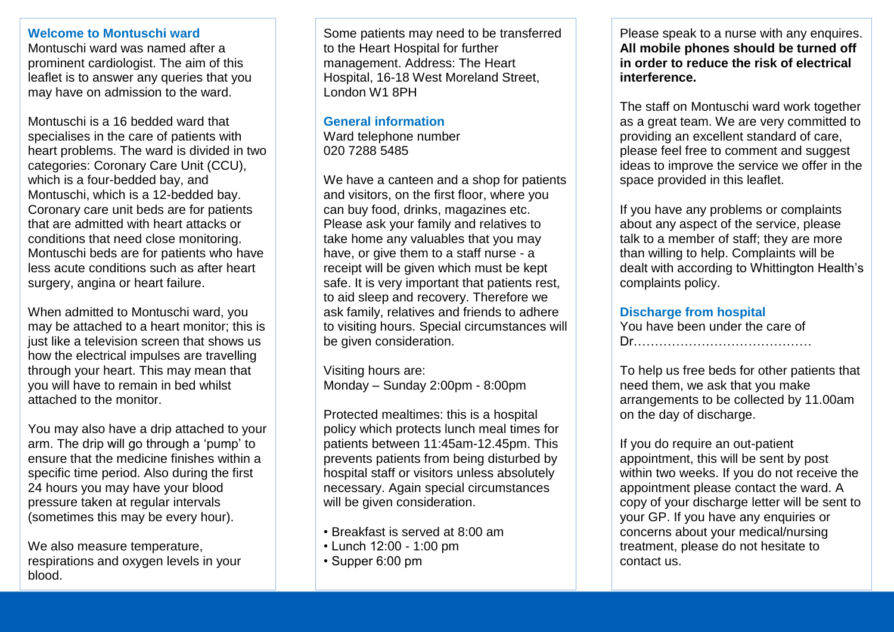## Welcome to Montuschi ward

Montuschi ward was named after a prominent cardiologist. The aim of this leaflet is to answer any queries that you may have on admission to the ward.

Montuschi is a 16 bedded ward that specialises in the care of patients with heart problems. The ward is divided in two categories: Coronary Care Unit (CCU), which is a four-bedded bay, and Montuschi, which is a 12-bedded bay. Coronary care unit beds are for patients that are admitted with heart attacks or conditions that need close monitoring. Montuschi beds are for patients who have less acute conditions such as after heart surgery, angina or heart failure.

When admitted to Montuschi ward, you may be attached to a heart monitor; this is just like a television screen that shows us how the electrical impulses are travelling through your heart. This may mean that you will have to remain in bed whilst attached to the monitor.

You may also have a drip attached to your arm. The drip will go through a 'pump' to ensure that the medicine finishes within a specific time period. Also during the first 24 hours you may have your blood pressure taken at regular intervals (sometimes this may be every hour).

We also measure temperature, respirations and oxygen levels in your blood.

Some patients may need to be transferred to the Heart Hospital for further management. Address: The Heart Hospital, 16-18 West Moreland Street, London W1 8PH

## General information

Ward telephone number
020 7288 5485

We have a canteen and a shop for patients and visitors, on the first floor, where you can buy food, drinks, magazines etc. Please ask your family and relatives to take home any valuables that you may have, or give them to a staff nurse - a receipt will be given which must be kept safe. It is very important that patients rest, to aid sleep and recovery. Therefore we ask family, relatives and friends to adhere to visiting hours. Special circumstances will be given consideration.

Visiting hours are:
Monday – Sunday 2:00pm - 8:00pm

Protected mealtimes: this is a hospital policy which protects lunch meal times for patients between 11:45am-12.45pm. This prevents patients from being disturbed by hospital staff or visitors unless absolutely necessary. Again special circumstances will be given consideration.

- Breakfast is served at 8:00 am
- Lunch 12:00 - 1:00 pm
- Supper 6:00 pm

Please speak to a nurse with any enquires. **All mobile phones should be turned off in order to reduce the risk of electrical interference.**

The staff on Montuschi ward work together as a great team. We are very committed to providing an excellent standard of care, please feel free to comment and suggest ideas to improve the service we offer in the space provided in this leaflet.

If you have any problems or complaints about any aspect of the service, please talk to a member of staff; they are more than willing to help. Complaints will be dealt with according to Whittington Health's complaints policy.

## Discharge from hospital

You have been under the care of Dr……………………………………

To help us free beds for other patients that need them, we ask that you make arrangements to be collected by 11.00am on the day of discharge.

If you do require an out-patient appointment, this will be sent by post within two weeks. If you do not receive the appointment please contact the ward. A copy of your discharge letter will be sent to your GP. If you have any enquiries or concerns about your medical/nursing treatment, please do not hesitate to contact us.